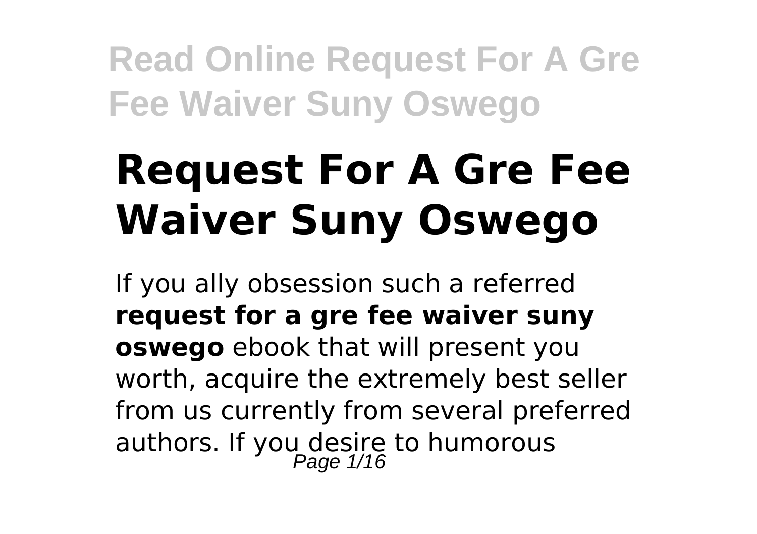# Request For A Gre Fee Waiver Suny Oswego

If you ally obsession such a referred **request for a gre fee waiver suny oswego** ebook that will present you worth, acquire the extremely best seller from us currently from several preferred authors. If you desire to humorous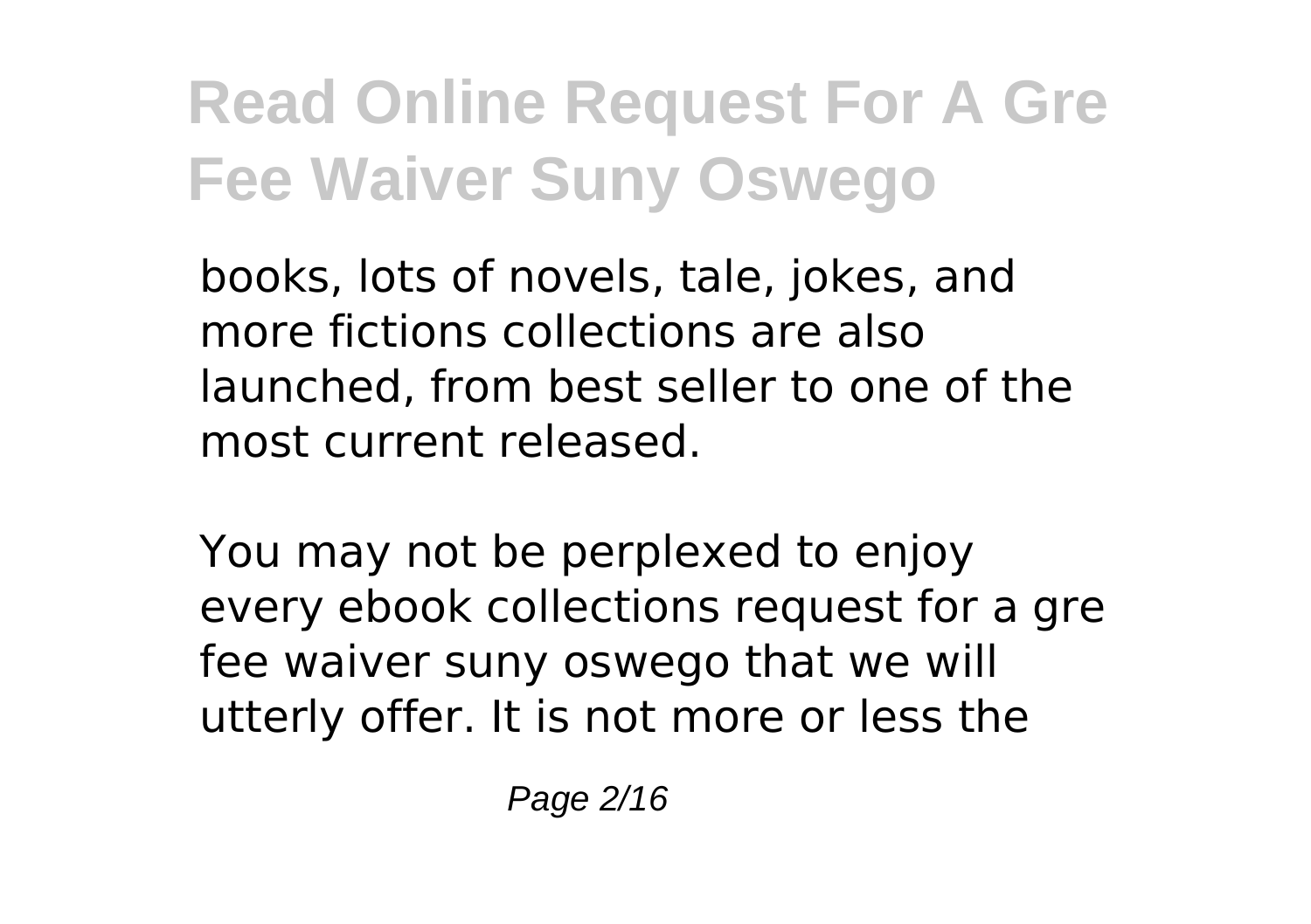books, lots of novels, tale, jokes, and more fictions collections are also launched, from best seller to one of the most current released.

You may not be perplexed to enjoy every ebook collections request for a gre fee waiver suny oswego that we will utterly offer. It is not more or less the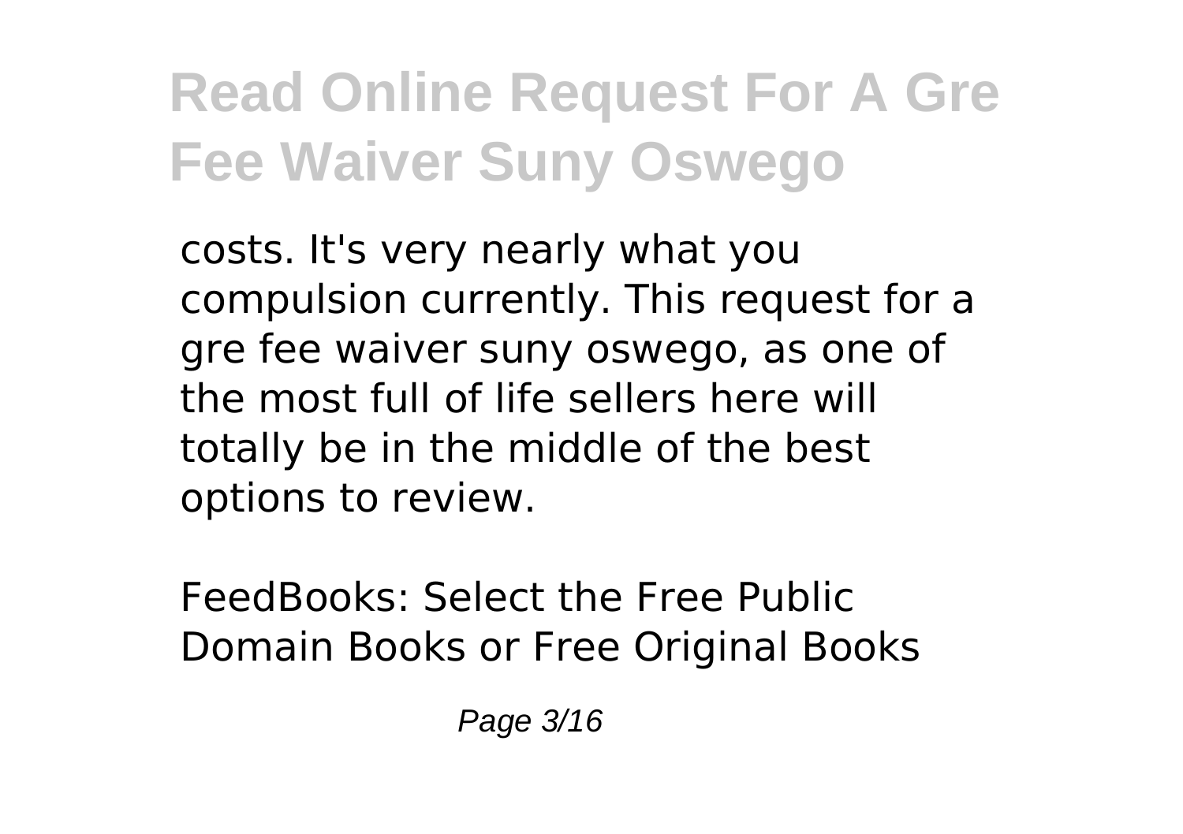costs. It's very nearly what you compulsion currently. This request for a gre fee waiver suny oswego, as one of the most full of life sellers here will totally be in the middle of the best options to review.

FeedBooks: Select the Free Public Domain Books or Free Original Books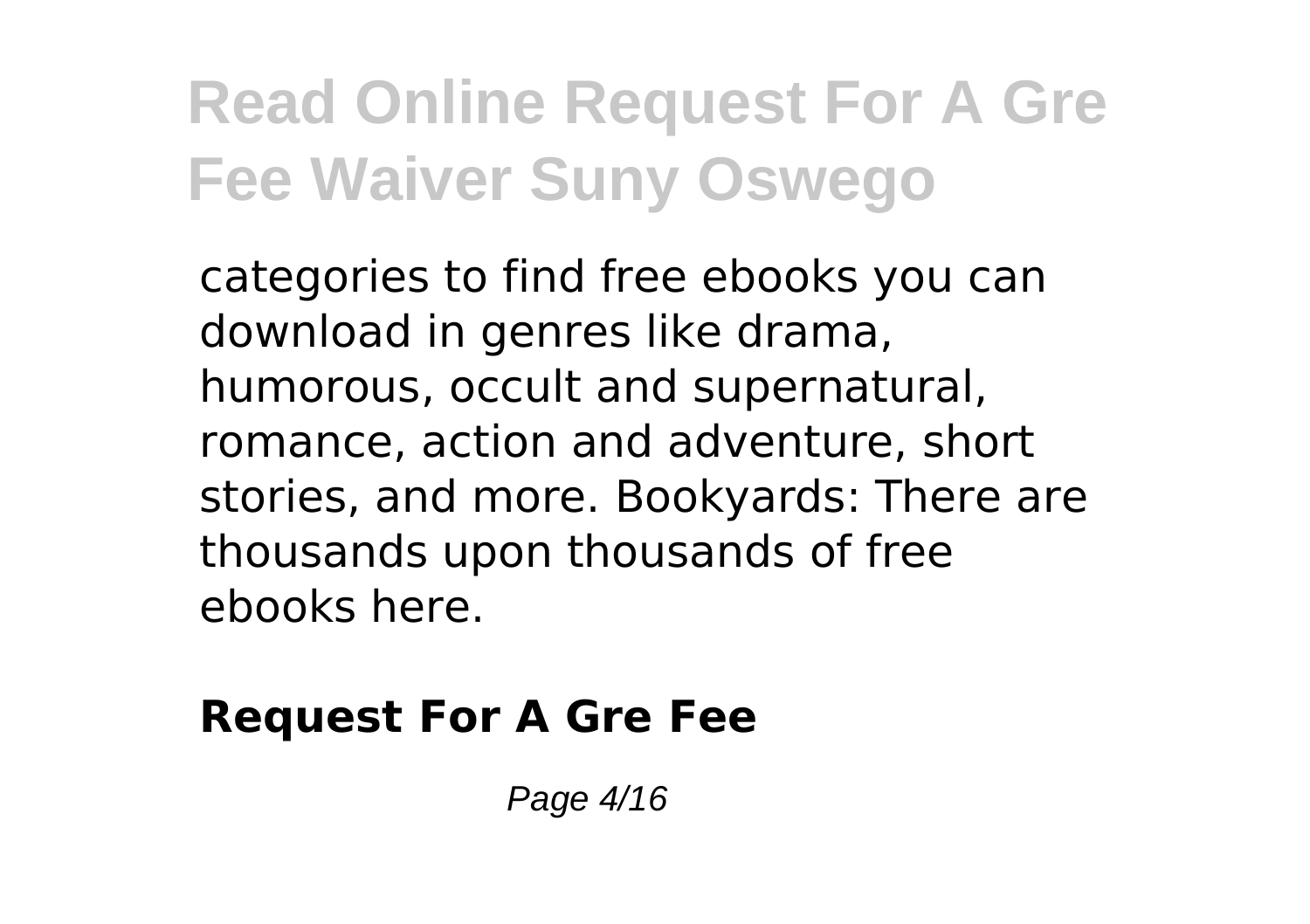categories to find free ebooks you can download in genres like drama, humorous, occult and supernatural, romance, action and adventure, short stories, and more. Bookyards: There are thousands upon thousands of free ebooks here.

## Request For A Gre Fee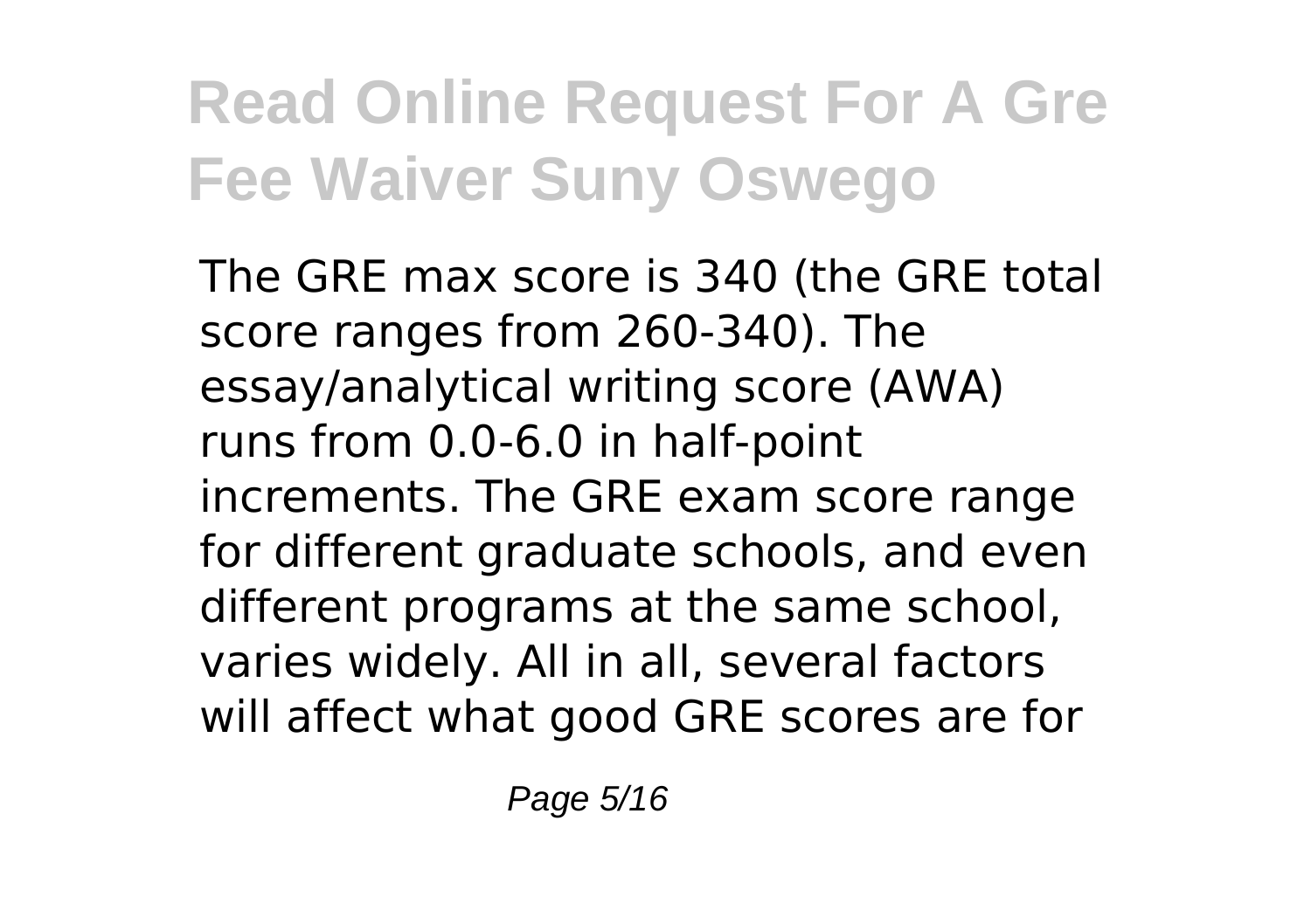The GRE max score is 340 (the GRE total score ranges from 260-340). The essay/analytical writing score (AWA) runs from 0.0-6.0 in half-point increments. The GRE exam score range for different graduate schools, and even different programs at the same school, varies widely. All in all, several factors will affect what good GRE scores are for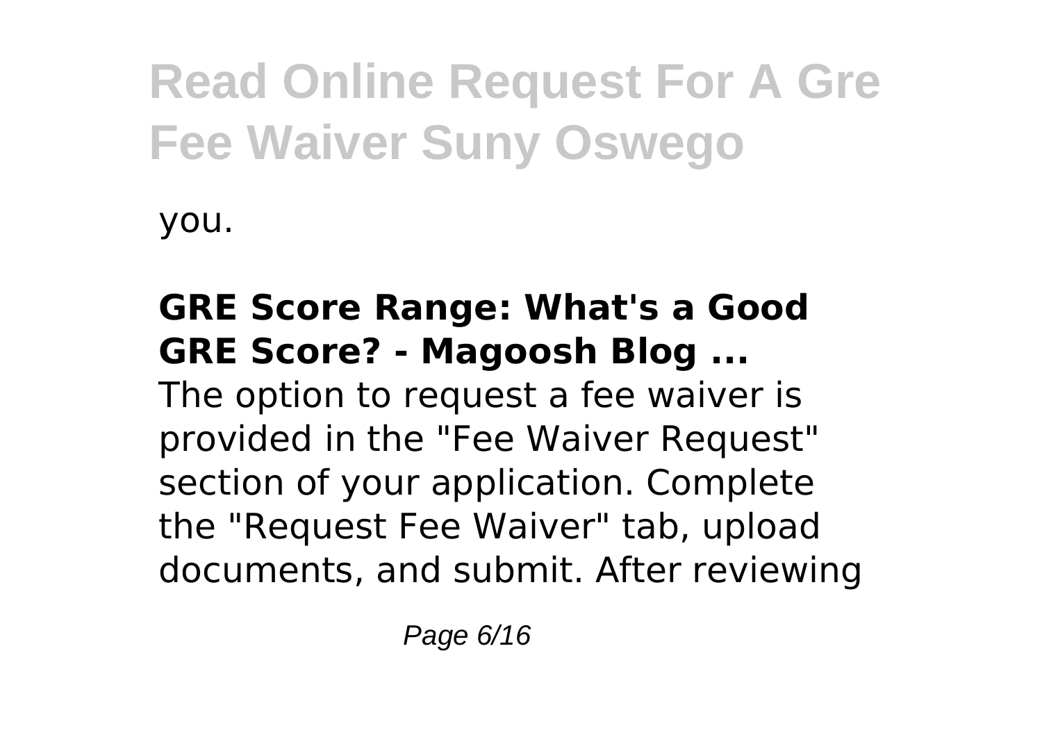you.

**GRE Score Range: What's a Good GRE Score? - Magoosh Blog ...**

The option to request a fee waiver is provided in the "Fee Waiver Request" section of your application. Complete the "Request Fee Waiver" tab, upload documents, and submit. After reviewing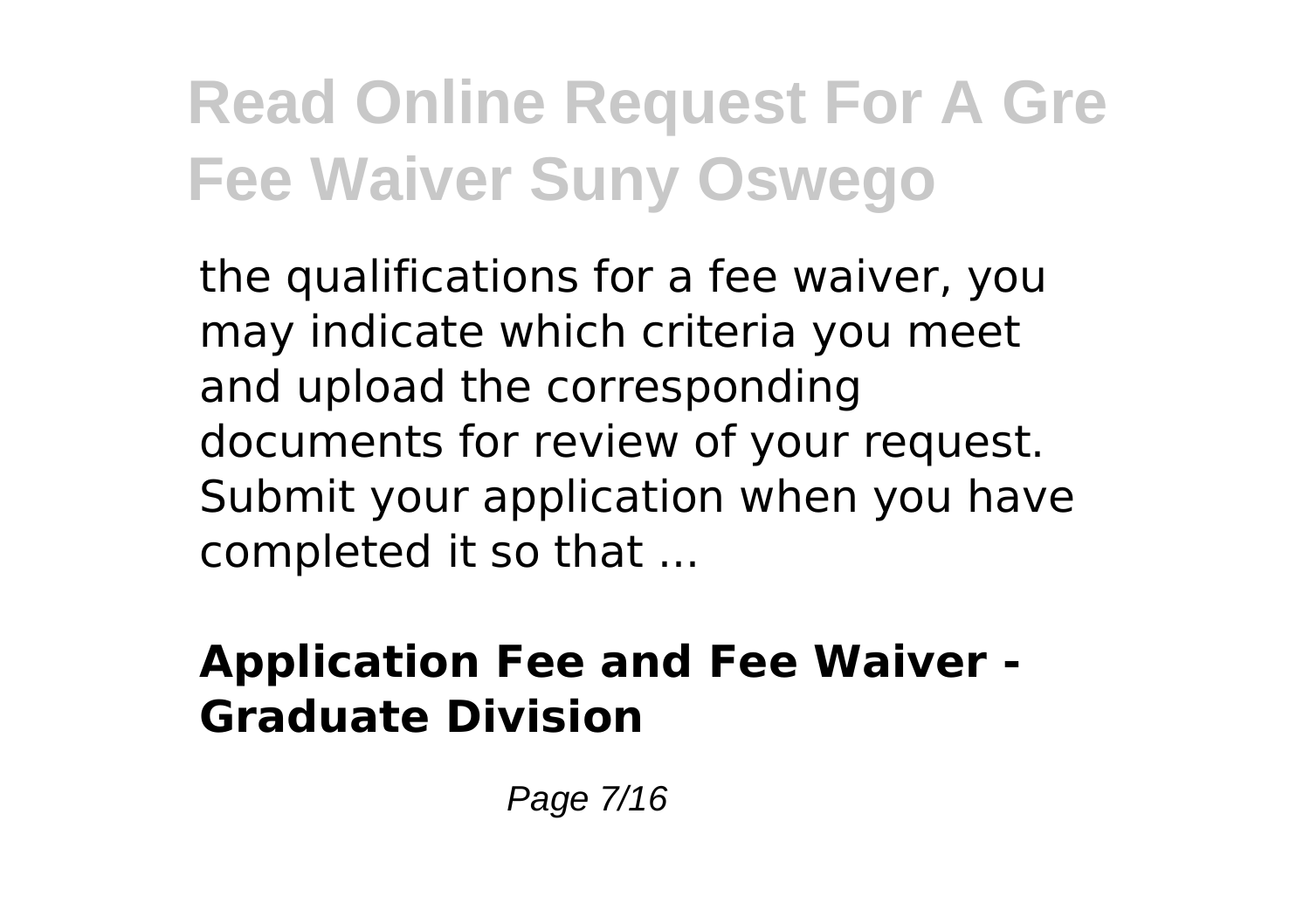the qualifications for a fee waiver, you may indicate which criteria you meet and upload the corresponding documents for review of your request. Submit your application when you have completed it so that ...

**Application Fee and Fee Waiver - Graduate Division**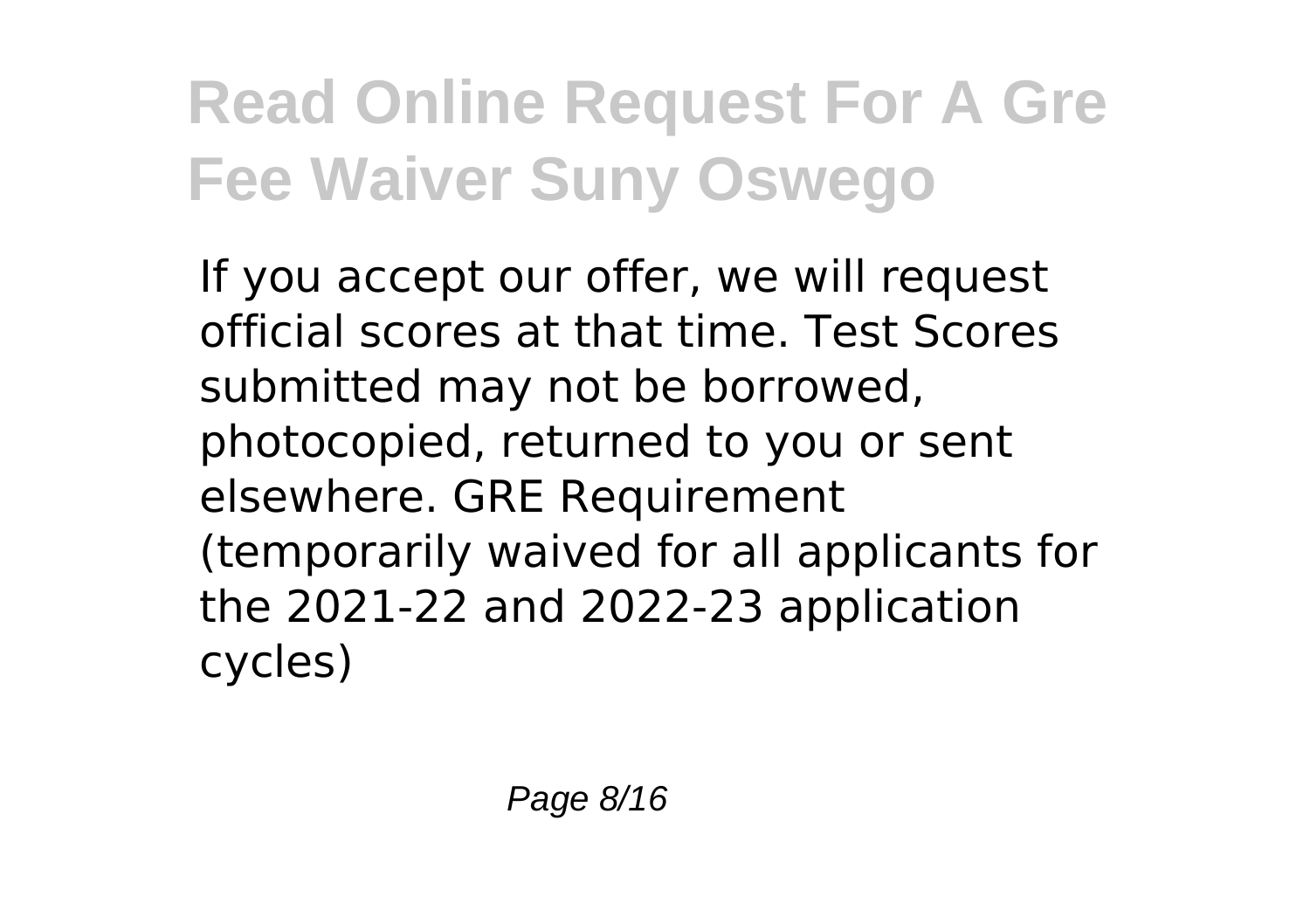If you accept our offer, we will request official scores at that time. Test Scores submitted may not be borrowed, photocopied, returned to you or sent elsewhere. GRE Requirement (temporarily waived for all applicants for the 2021-22 and 2022-23 application cycles)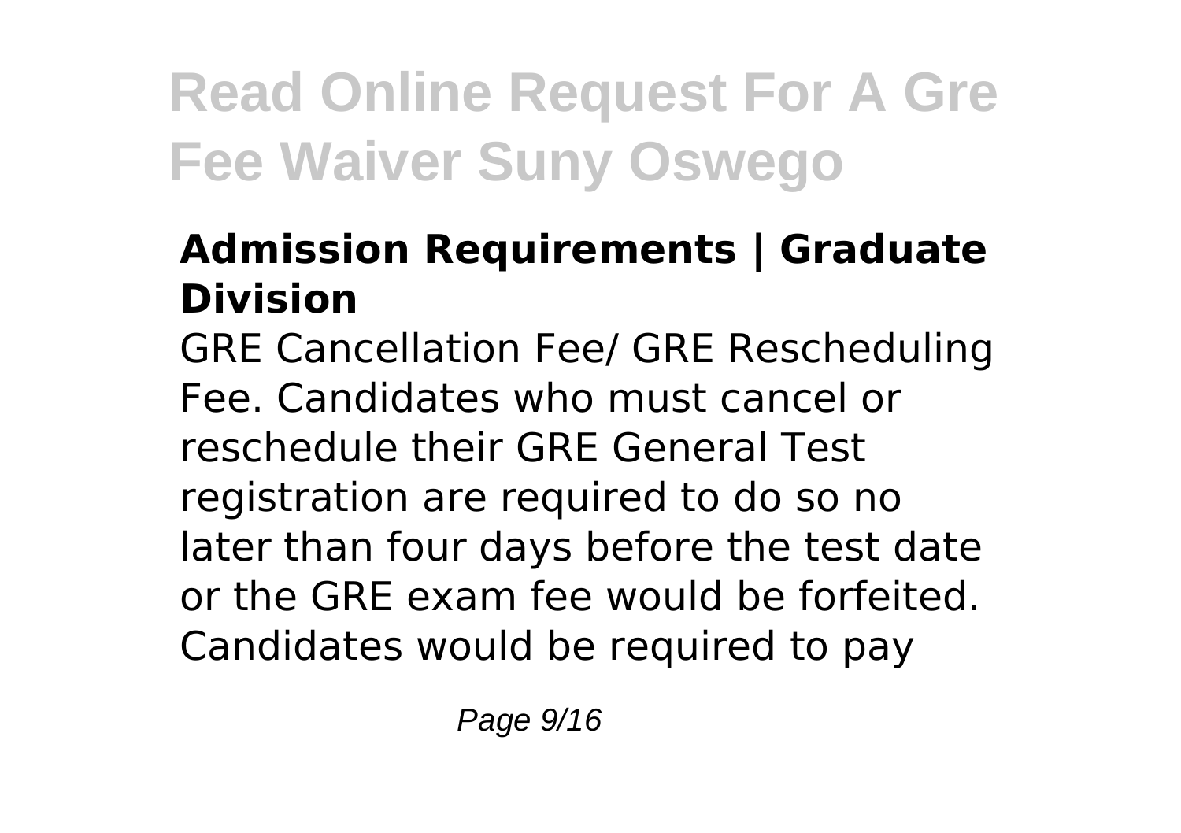### Admission Requirements | Graduate Division

GRE Cancellation Fee/ GRE Rescheduling Fee. Candidates who must cancel or reschedule their GRE General Test registration are required to do so no later than four days before the test date or the GRE exam fee would be forfeited. Candidates would be required to pay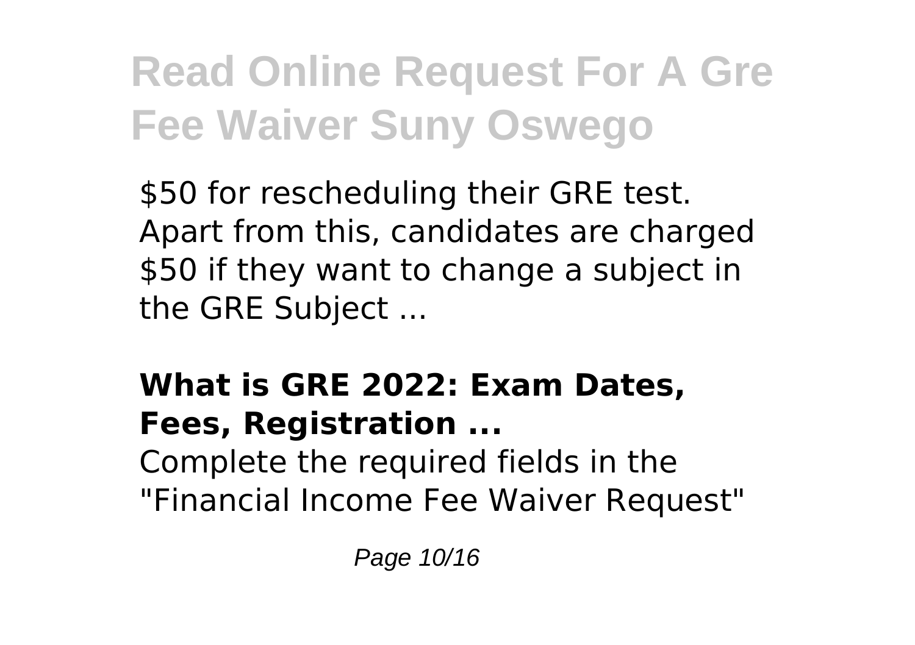$50 for rescheduling their GRE test. Apart from this, candidates are charged $50 if they want to change a subject in the GRE Subject ...

### What is GRE 2022: Exam Dates, Fees, Registration ...

Complete the required fields in the "Financial Income Fee Waiver Request"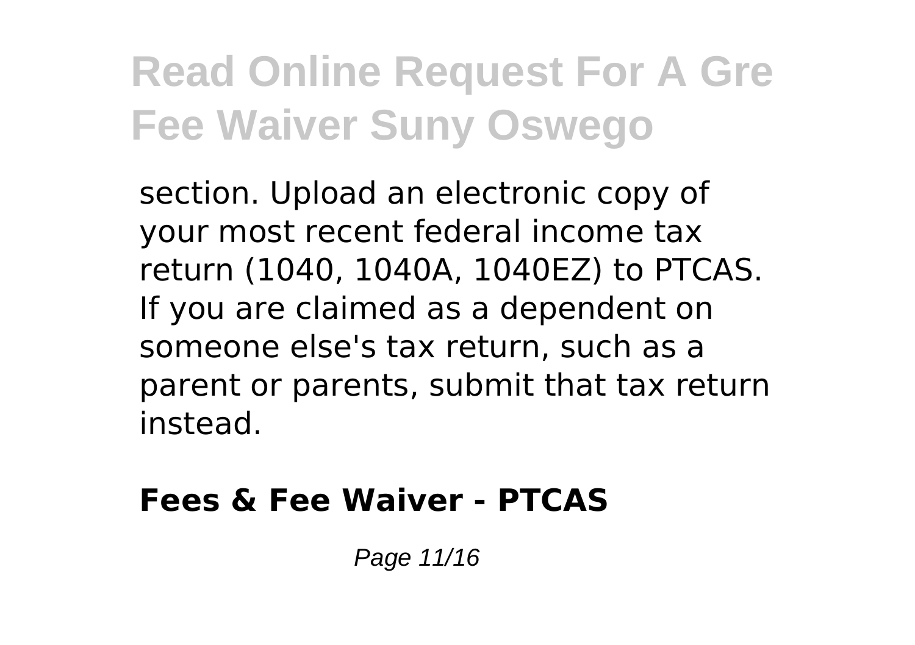section. Upload an electronic copy of your most recent federal income tax return (1040, 1040A, 1040EZ) to PTCAS. If you are claimed as a dependent on someone else's tax return, such as a parent or parents, submit that tax return instead.

**Fees & Fee Waiver - PTCAS**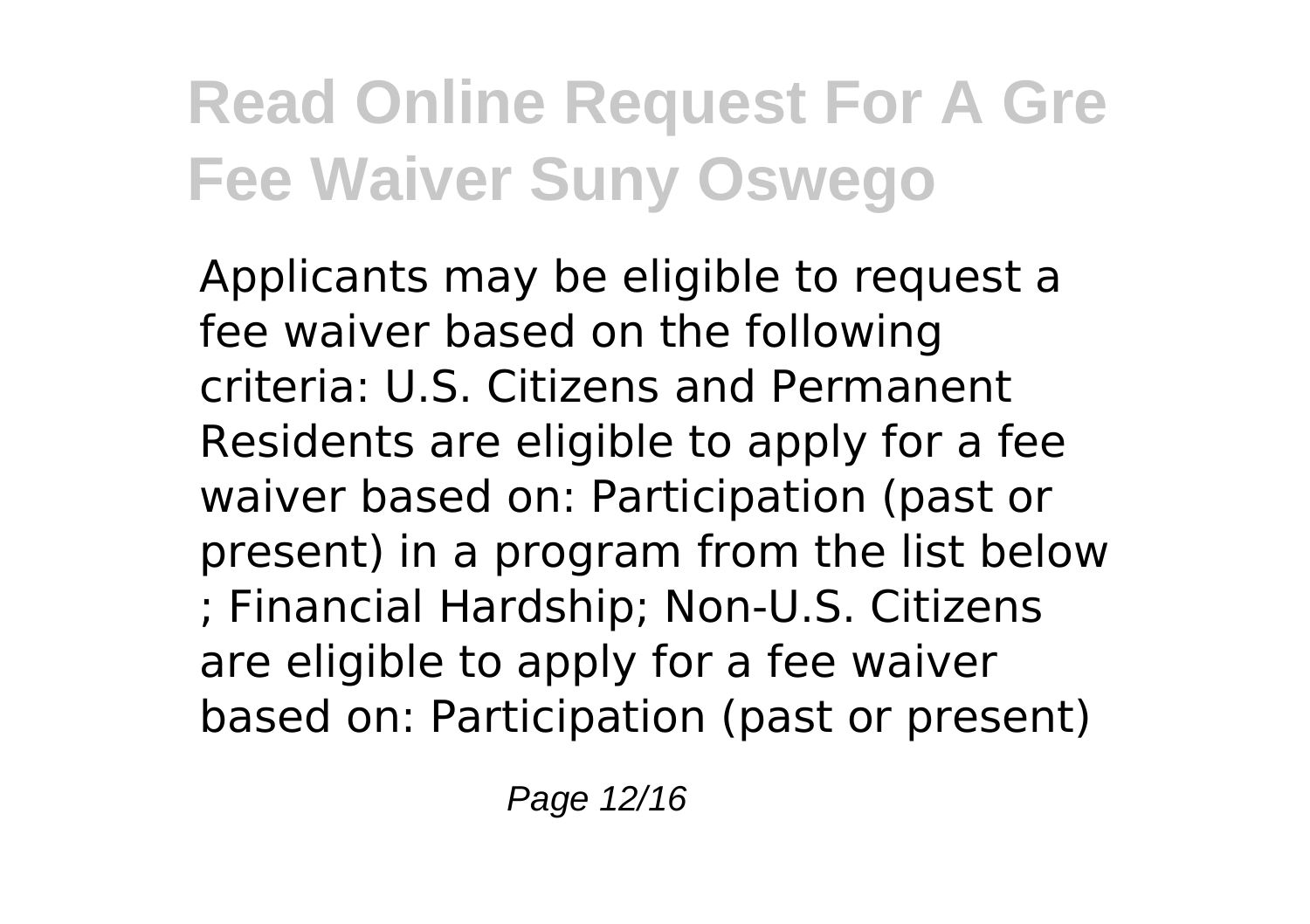Applicants may be eligible to request a fee waiver based on the following criteria: U.S. Citizens and Permanent Residents are eligible to apply for a fee waiver based on: Participation (past or present) in a program from the list below ; Financial Hardship; Non-U.S. Citizens are eligible to apply for a fee waiver based on: Participation (past or present)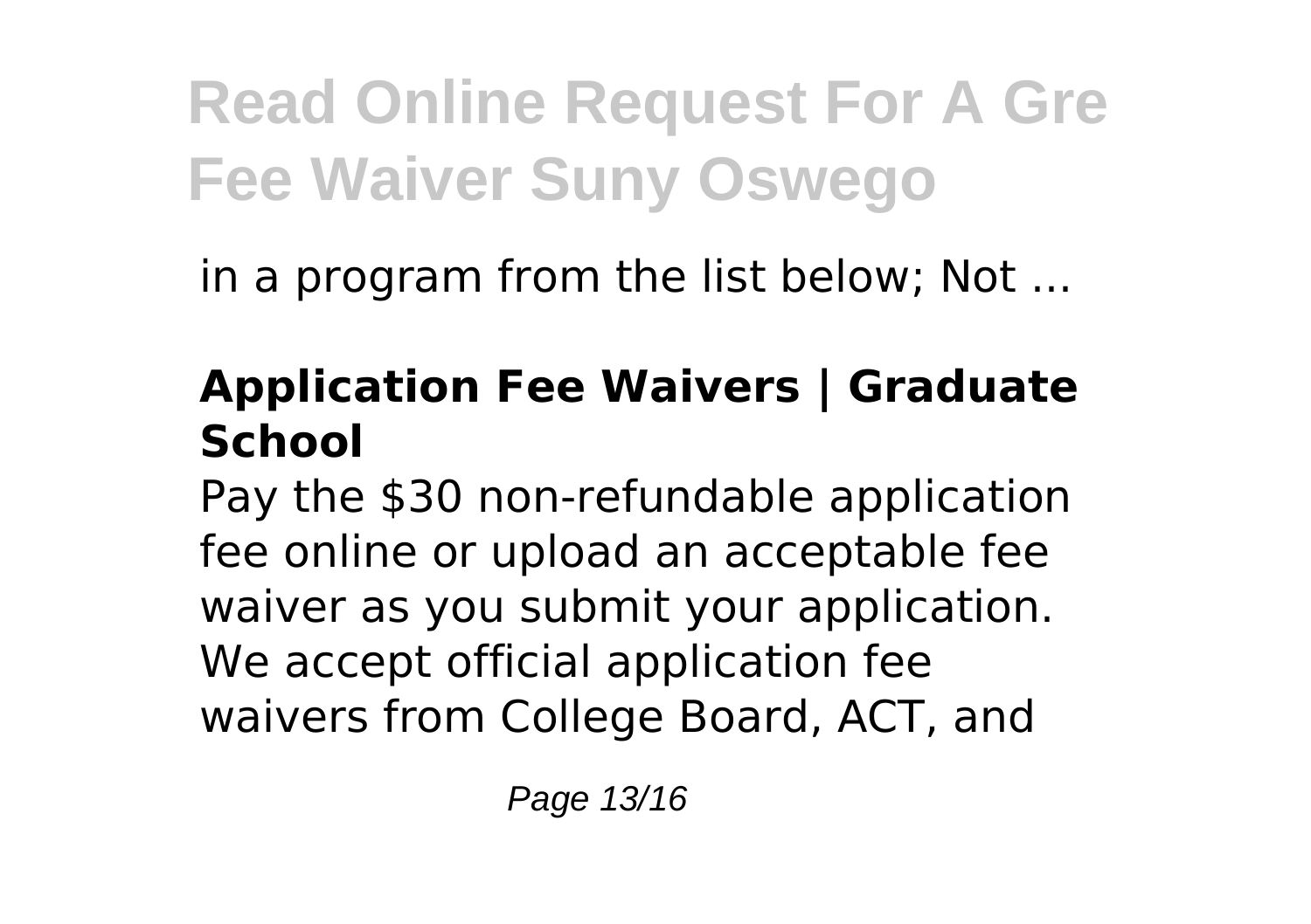in a program from the list below; Not ...

## Application Fee Waivers | Graduate School

Pay the $30 non-refundable application fee online or upload an acceptable fee waiver as you submit your application. We accept official application fee waivers from College Board, ACT, and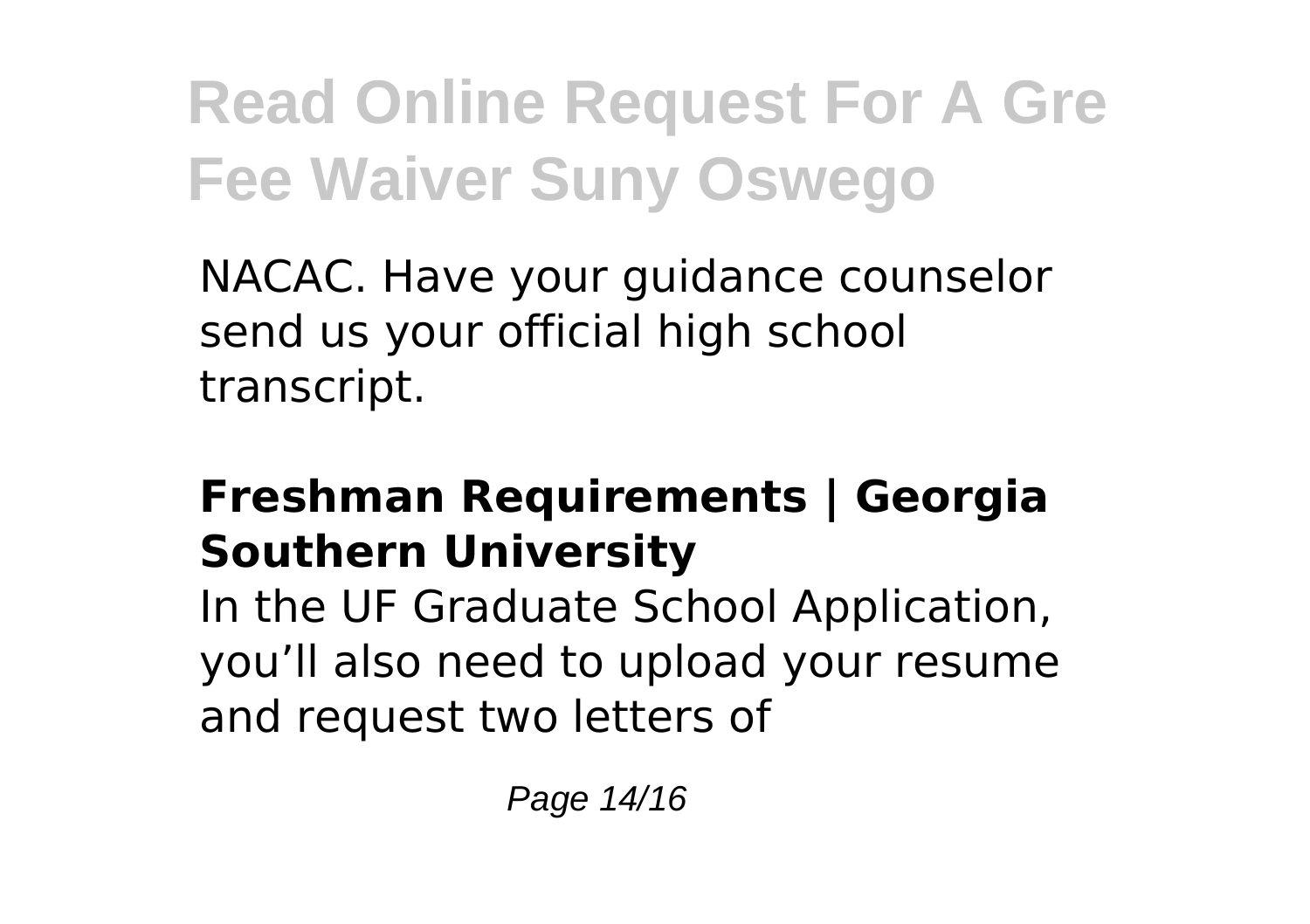NACAC. Have your guidance counselor send us your official high school transcript.

### Freshman Requirements | Georgia Southern University

In the UF Graduate School Application, you’ll also need to upload your resume and request two letters of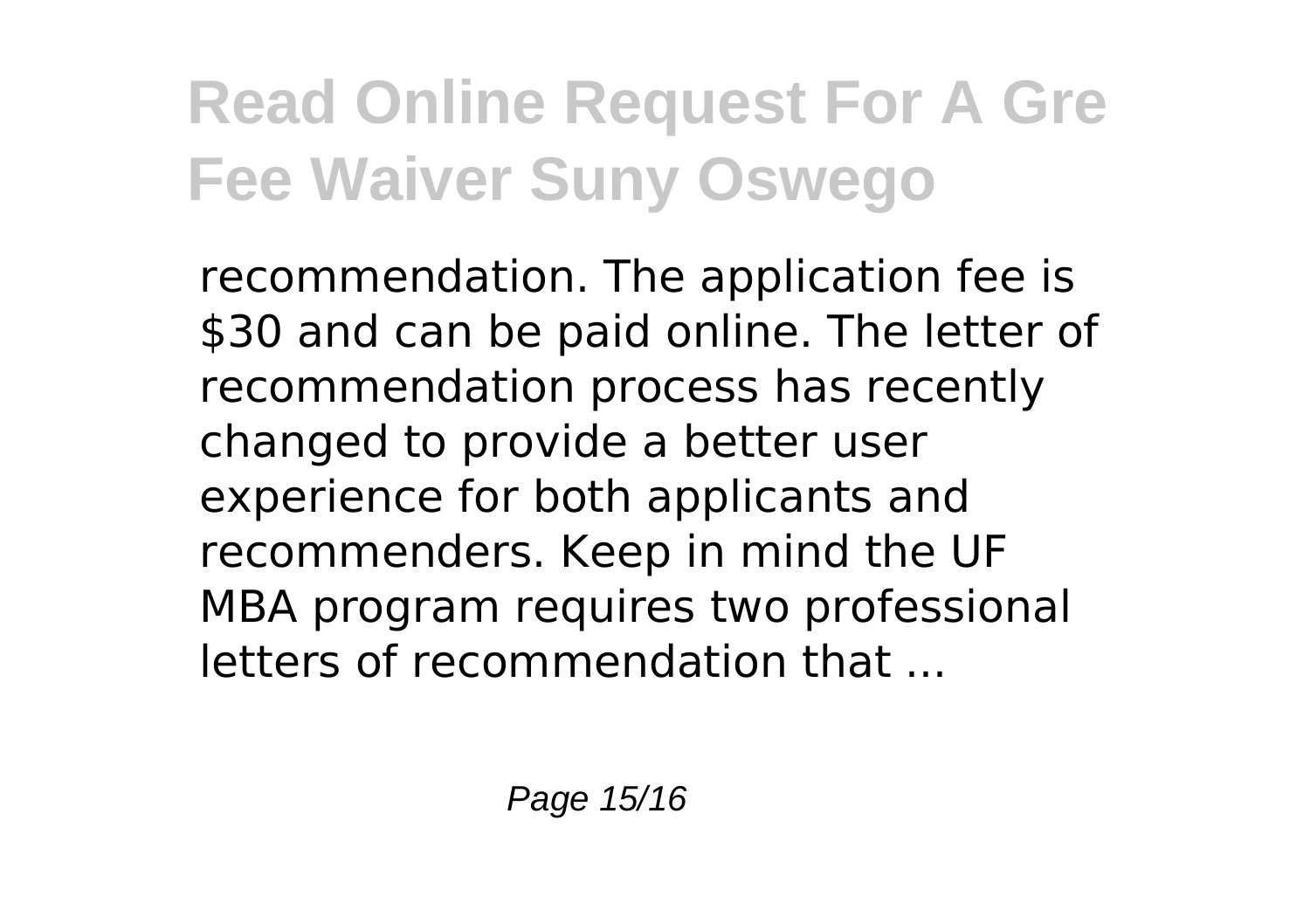recommendation. The application fee is $30 and can be paid online. The letter of recommendation process has recently changed to provide a better user experience for both applicants and recommenders. Keep in mind the UF MBA program requires two professional letters of recommendation that ...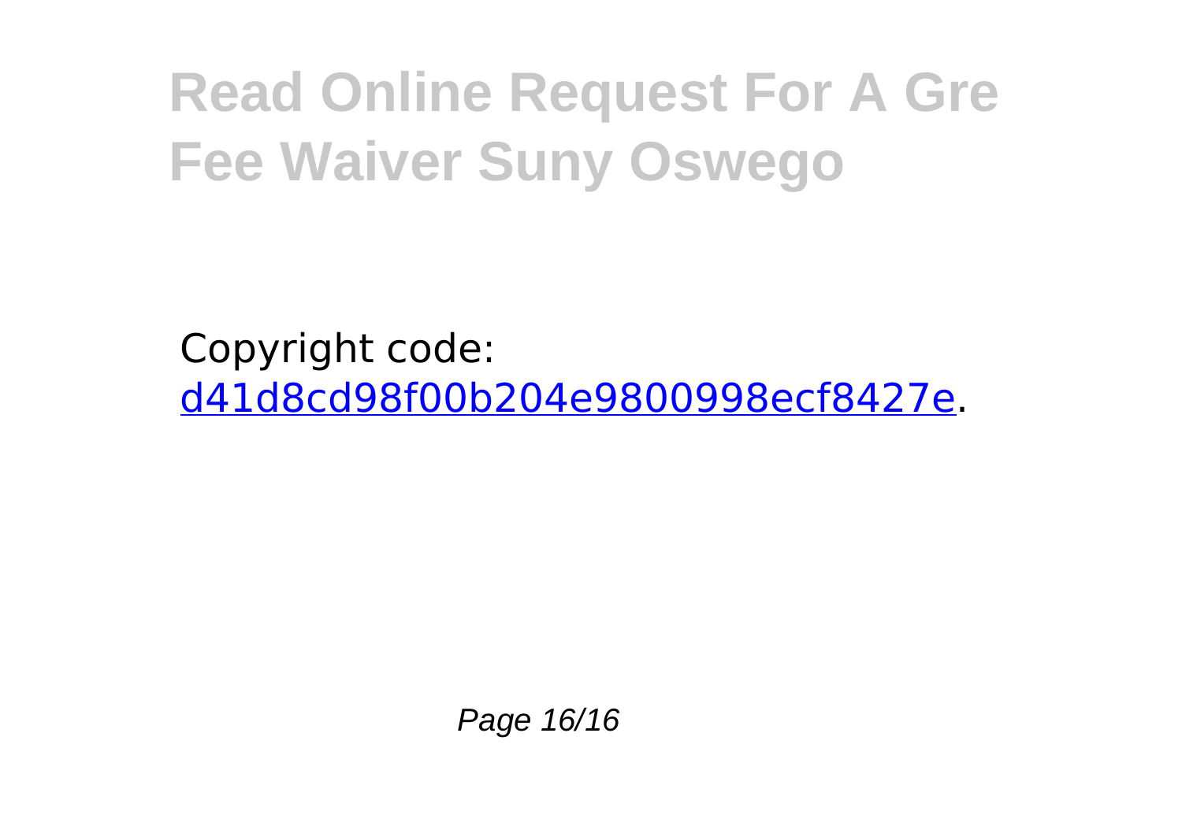Copyright code: d41d8cd98f00b204e9800998ecf8427e.